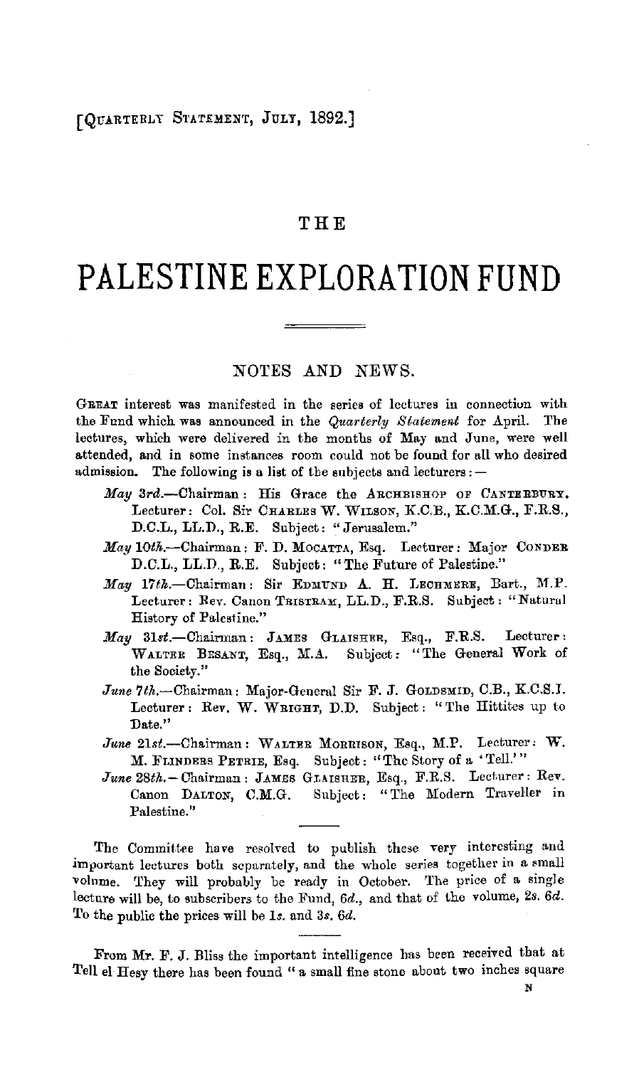[QUARTERLY STATEMENT, JULY, 1892.]

# THE

# PALESTINE EXPLORATION FUND

## NOTES AND NEWS.

GREAT interest was manifested in the series of lectures in connection with the Fund which was announced in the *Quarterly Statement* for April. The lectures, which were delivered in the months of May and June, were well attended, and in some instances room could not be found for all who desired admission. The following is a list of the subjects and lecturers:—

*May 3rd.*—Chairman: His Grace the ARCHBISHOP OF CANTERBURY. Lecturer: Col. Sir CHARLES W. WILSON, K.C.B., K.C.M.G., F.R.S., D.C.L., LL.D., R.E. Subject: "Jerusalem."

*May 10th.*—Chairman: F. D. MOCATTA, Esq. Lecturer: Major CONDER D.C.L., LL.D., R.E. Subject: "The Future of Palestine."

*May 17th.*—Chairman: Sir EDMUND A. H. LECHMERE, Bart., M.P. Lecturer: Rev. Canon TRISTRAM, LL.D., F.R.S. Subject: "Natural History of Palestine."

*May 31st.*—Chairman: JAMES GLAISHER, Esq., F.R.S. Lecturer: WALTER BESANT, Esq., M.A. Subject: "The General Work of the Society."

*June 7th.*—Chairman: Major-General Sir F. J. GOLDSMID, C.B., K.C.S.I. Lecturer: Rev. W. WRIGHT, D.D. Subject: "The Hittites up to Date."

*June 21st.*—Chairman: WALTER MORRISON, Esq., M.P. Lecturer: W. M. FLINDERS PETRIE, Esq. Subject: "The Story of a 'Tell.'"

*June 28th.*—Chairman: JAMES GLAISHER, Esq., F.R.S. Lecturer: Rev. Canon DALTON, C.M.G. Subject: "The Modern Traveller in Palestine."

---

The Committee have resolved to publish these very interesting and important lectures both separately, and the whole series together in a small volume. They will probably be ready in October. The price of a single lecture will be, to subscribers to the Fund, 6*d*., and that of the volume, 2*s*. 6*d*. To the public the prices will be 1*s*. and 3*s*. 6*d*.

---

From Mr. F. J. Bliss the important intelligence has been received that at Tell el Hesy there has been found "a small fine stone about two inches square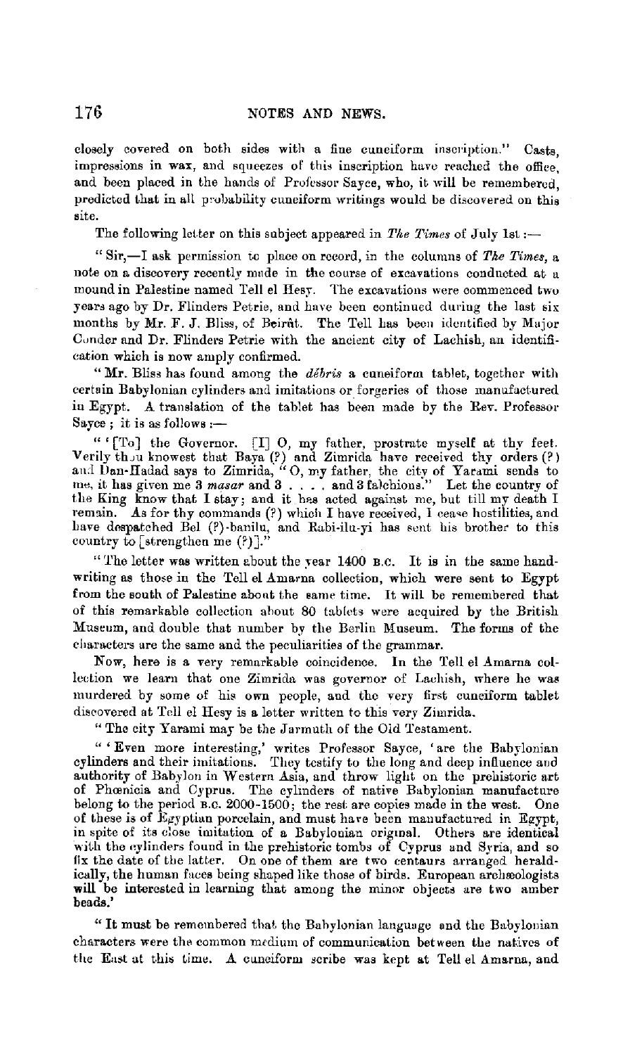closely covered on both sides with a fine cuneiform inscription." Casts, impressions in wax, and squeezes of this inscription have reached the office, and been placed in the hands of Professor Sayce, who, it will be remembered, predicted that in all probability cuneiform writings would be discovered on this site.

The following letter on this subject appeared in *The Times* of July 1st:—

"Sir,—I ask permission to place on record, in the columns of *The Times*, a note on a discovery recently made in the course of excavations conducted at a mound in Palestine named Tell el Hesy. The excavations were commenced two years ago by Dr. Flinders Petrie, and have been continued during the last six months by Mr. F. J. Bliss, of Beirût. The Tell has been identified by Major Conder and Dr. Flinders Petrie with the ancient city of Lachish, an identification which is now amply confirmed.

"Mr. Bliss has found among the *débris* a cuneiform tablet, together with certain Babylonian cylinders and imitations or forgeries of those manufactured in Egypt. A translation of the tablet has been made by the Rev. Professor Sayce; it is as follows:—

"'[To] the Governor. [I] O, my father, prostrate myself at thy feet. Verily thou knowest that Baya (?) and Zimrida have received thy orders (?) and Dan-Hadad says to Zimrida, "O, my father, the city of Yarami sends to me, it has given me 3 *masar* and 3 . . . . and 3 falchions." Let the country of the King know that I stay; and it has acted against me, but till my death I remain. As for thy commands (?) which I have received, I cease hostilities, and have despatched Bel (?)-banilu, and Rabi-ilu-yi has sent his brother to this country to [strengthen me (?)]."

"The letter was written about the year 1400 B.C. It is in the same handwriting as those in the Tell el Amarna collection, which were sent to Egypt from the south of Palestine about the same time. It will be remembered that of this remarkable collection about 80 tablets were acquired by the British Museum, and double that number by the Berlin Museum. The forms of the characters are the same and the peculiarities of the grammar.

Now, here is a very remarkable coincidence. In the Tell el Amarna collection we learn that one Zimrida was governor of Lachish, where he was murdered by some of his own people, and the very first cuneiform tablet discovered at Tell el Hesy is a letter written to this very Zimrida.

"The city Yarami may be the Jarmuth of the Old Testament.

"'Even more interesting,' writes Professor Sayce, 'are the Babylonian cylinders and their imitations. They testify to the long and deep influence and authority of Babylon in Western Asia, and throw light on the prehistoric art of Phoenicia and Cyprus. The cylinders of native Babylonian manufacture belong to the period B.C. 2000-1500; the rest are copies made in the west. One of these is of Egyptian porcelain, and must have been manufactured in Egypt, in spite of its close imitation of a Babylonian original. Others are identical with the cylinders found in the prehistoric tombs of Cyprus and Syria, and so fix the date of the latter. On one of them are two centaurs arranged heraldically, the human faces being shaped like those of birds. European archæologists will be interested in learning that among the minor objects are two amber beads.'

"It must be remembered that the Babylonian language and the Babylonian characters were the common medium of communication between the natives of the East at this time. A cuneiform scribe was kept at Tell el Amarna, and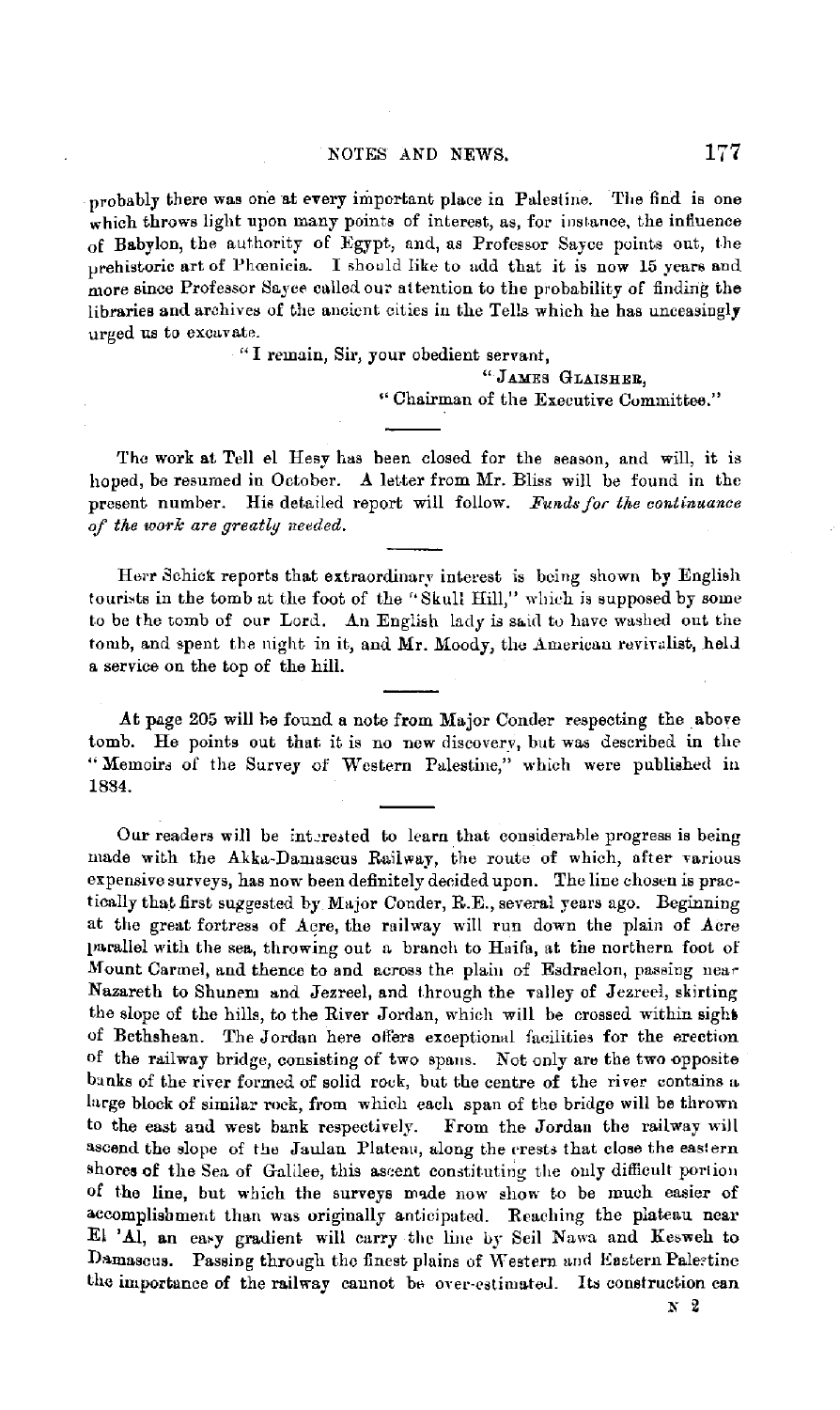probably there was one at every important place in Palestine. The find is one which throws light upon many points of interest, as, for instance, the influence of Babylon, the authority of Egypt, and, as Professor Sayce points out, the prehistoric art of Phœnicia. I should like to add that it is now 15 years and more since Professor Sayce called our attention to the probability of finding the libraries and archives of the ancient cities in the Tells which he has unceasingly urged us to excavate.

"I remain, Sir, your obedient servant,

"James Glaisher,

"Chairman of the Executive Committee."

---

The work at Tell el Hesy has been closed for the season, and will, it is hoped, be resumed in October. A letter from Mr. Bliss will be found in the present number. His detailed report will follow. *Funds for the continuance of the work are greatly needed.*

---

Herr Schick reports that extraordinary interest is being shown by English tourists in the tomb at the foot of the "Skull Hill," which is supposed by some to be the tomb of our Lord. An English lady is said to have washed out the tomb, and spent the night in it, and Mr. Moody, the American revivalist, held a service on the top of the hill.

---

At page 205 will be found a note from Major Conder respecting the above tomb. He points out that it is no new discovery, but was described in the "Memoirs of the Survey of Western Palestine," which were published in 1884.

---

Our readers will be interested to learn that considerable progress is being made with the Akka-Damascus Railway, the route of which, after various expensive surveys, has now been definitely decided upon. The line chosen is practically that first suggested by Major Conder, R.E., several years ago. Beginning at the great fortress of Acre, the railway will run down the plain of Acre parallel with the sea, throwing out a branch to Haifa, at the northern foot of Mount Carmel, and thence to and across the plain of Esdraelon, passing near Nazareth to Shunem and Jezreel, and through the valley of Jezreel, skirting the slope of the hills, to the River Jordan, which will be crossed within sight of Bethshean. The Jordan here offers exceptional facilities for the erection of the railway bridge, consisting of two spans. Not only are the two opposite banks of the river formed of solid rock, but the centre of the river contains a large block of similar rock, from which each span of the bridge will be thrown to the east and west bank respectively. From the Jordan the railway will ascend the slope of the Jaulan Plateau, along the crests that close the eastern shores of the Sea of Galilee, this ascent constituting the only difficult portion of the line, but which the surveys made now show to be much easier of accomplishment than was originally anticipated. Reaching the plateau near El 'Al, an easy gradient will carry the line by Seil Nawa and Kesweh to Damascus. Passing through the finest plains of Western and Eastern Palestine the importance of the railway cannot be over-estimated. Its construction can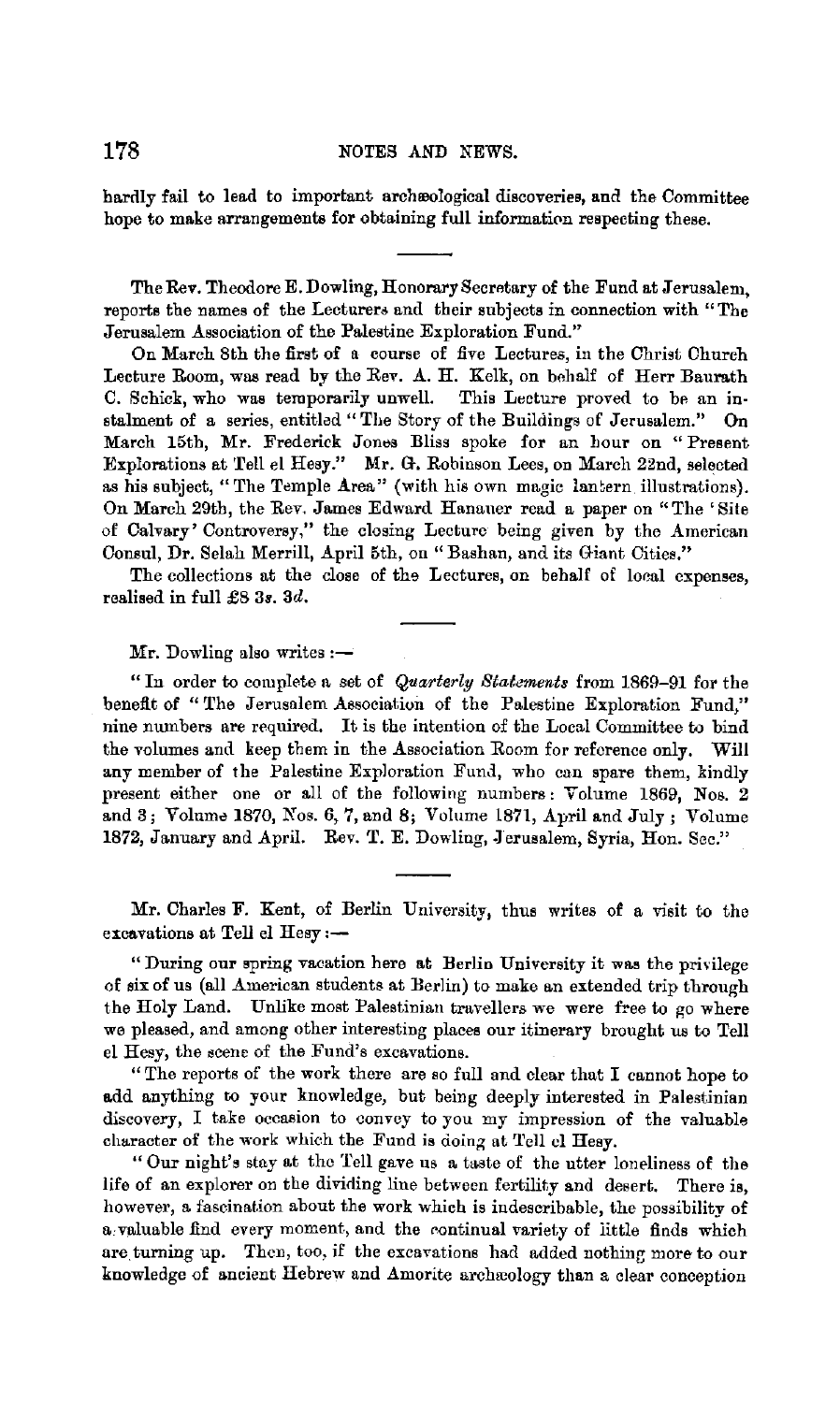hardly fail to lead to important archæological discoveries, and the Committee hope to make arrangements for obtaining full information respecting these.

---

The Rev. Theodore E. Dowling, Honorary Secretary of the Fund at Jerusalem, reports the names of the Lecturers and their subjects in connection with "The Jerusalem Association of the Palestine Exploration Fund."

On March 8th the first of a course of five Lectures, in the Christ Church Lecture Room, was read by the Rev. A. H. Kelk, on behalf of Herr Baurath C. Schick, who was temporarily unwell. This Lecture proved to be an instalment of a series, entitled "The Story of the Buildings of Jerusalem." On March 15th, Mr. Frederick Jones Bliss spoke for an hour on "Present Explorations at Tell el Hesy." Mr. G. Robinson Lees, on March 22nd, selected as his subject, "The Temple Area" (with his own magic lantern illustrations). On March 29th, the Rev. James Edward Hanauer read a paper on "The 'Site of Calvary' Controversy," the closing Lecture being given by the American Consul, Dr. Selah Merrill, April 5th, on "Bashan, and its Giant Cities."

The collections at the close of the Lectures, on behalf of local expenses, realised in full £8 3*s.* 3*d.*

---

Mr. Dowling also writes :—

"In order to complete a set of *Quarterly Statements* from 1869–91 for the benefit of "The Jerusalem Association of the Palestine Exploration Fund," nine numbers are required. It is the intention of the Local Committee to bind the volumes and keep them in the Association Room for reference only. Will any member of the Palestine Exploration Fund, who can spare them, kindly present either one or all of the following numbers: Volume 1869, Nos. 2 and 3; Volume 1870, Nos. 6, 7, and 8; Volume 1871, April and July; Volume 1872, January and April. Rev. T. E. Dowling, Jerusalem, Syria, Hon. Sec."

---

Mr. Charles F. Kent, of Berlin University, thus writes of a visit to the excavations at Tell el Hesy :—

"During our spring vacation here at Berlin University it was the privilege of six of us (all American students at Berlin) to make an extended trip through the Holy Land. Unlike most Palestinian travellers we were free to go where we pleased, and among other interesting places our itinerary brought us to Tell el Hesy, the scene of the Fund's excavations.

"The reports of the work there are so full and clear that I cannot hope to add anything to your knowledge, but being deeply interested in Palestinian discovery, I take occasion to convey to you my impression of the valuable character of the work which the Fund is doing at Tell el Hesy.

"Our night's stay at the Tell gave us a taste of the utter loneliness of the life of an explorer on the dividing line between fertility and desert. There is, however, a fascination about the work which is indescribable, the possibility of a valuable find every moment, and the continual variety of little finds which are turning up. Then, too, if the excavations had added nothing more to our knowledge of ancient Hebrew and Amorite archæology than a clear conception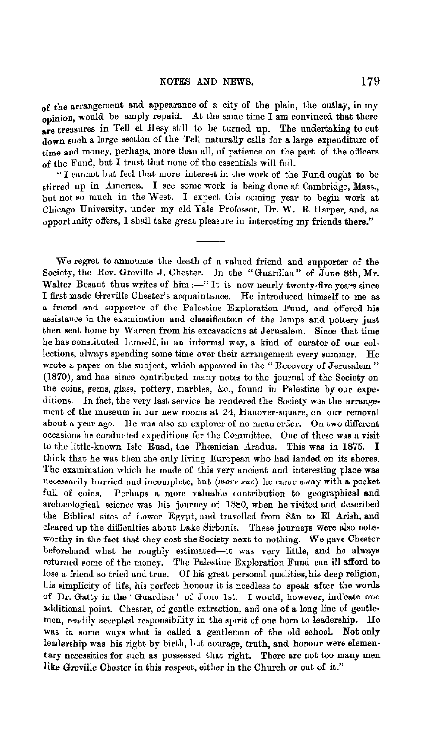of the arrangement and appearance of a city of the plain, the outlay, in my opinion, would be amply repaid. At the same time I am convinced that there are treasures in Tell el Hesy still to be turned up. The undertaking to cut down such a large section of the Tell naturally calls for a large expenditure of time and money, perhaps, more than all, of patience on the part of the officers of the Fund, but I trust that none of the essentials will fail.

"I cannot but feel that more interest in the work of the Fund ought to be stirred up in America. I see some work is being done at Cambridge, Mass., but not so much in the West. I expect this coming year to begin work at Chicago University, under my old Yale Professor, Dr. W. R. Harper, and, as opportunity offers, I shall take great pleasure in interesting my friends there."

---

We regret to announce the death of a valued friend and supporter of the Society, the Rev. Greville J. Chester. In the "Guardian" of June 8th, Mr. Walter Besant thus writes of him :—"It is now nearly twenty-five years since I first made Greville Chester's acquaintance. He introduced himself to me as a friend and supporter of the Palestine Exploration Fund, and offered his assistance in the examination and classificatoin of the lamps and pottery just then sent home by Warren from his excavations at Jerusalem. Since that time he has constituted himself, in an informal way, a kind of curator of our collections, always spending some time over their arrangement every summer. He wrote a paper on the subject, which appeared in the "Recovery of Jerusalem" (1870), and has since contributed many notes to the journal of the Society on the coins, gems, glass, pottery, marbles, &c., found in Palestine by our expeditions. In fact, the very last service he rendered the Society was the arrangement of the museum in our new rooms at 24, Hanover-square, on our removal about a year ago. He was also an explorer of no mean order. On two different occasions he conducted expeditions for the Committee. One of these was a visit to the little-known Isle Ruad, the Phœnician Aradus. This was in 1875. I think that he was then the only living European who had landed on its shores. The examination which he made of this very ancient and interesting place was necessarily hurried and incomplete, but (*more suo*) he came away with a pocket full of coins. Perhaps a more valuable contribution to geographical and archæological science was his journey of 1880, when he visited and described the Biblical sites of Lower Egypt, and travelled from Sân to El Arish, and cleared up the difficulties about Lake Sirbonis. These journeys were also noteworthy in the fact that they cost the Society next to nothing. We gave Chester beforehand what he roughly estimated—it was very little, and he always returned some of the money. The Palestine Exploration Fund can ill afford to lose a friend so tried and true. Of his great personal qualities, his deep religion, his simplicity of life, his perfect honour it is needless to speak after the words of Dr. Gatty in the 'Guardian' of June 1st. I would, however, indicate one additional point. Chester, of gentle extraction, and one of a long line of gentlemen, readily accepted responsibility in the spirit of one born to leadership. He was in some ways what is called a gentleman of the old school. Not only leadership was his right by birth, but courage, truth, and honour were elementary necessities for such as possessed that right. There are not too many men like Greville Chester in this respect, either in the Church or out of it."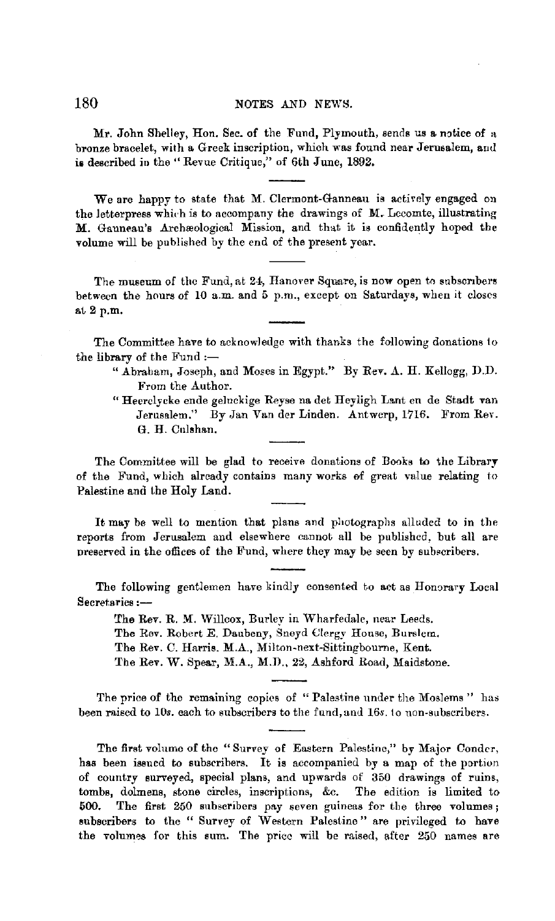Mr. John Shelley, Hon. Sec. of the Fund, Plymouth, sends us a notice of a bronze bracelet, with a Greek inscription, which was found near Jerusalem, and is described in the "Revue Critique," of 6th June, 1892.

---

We are happy to state that M. Clermont-Ganneau is actively engaged on the letterpress which is to accompany the drawings of M. Lecomte, illustrating M. Ganneau's Archæological Mission, and that it is confidently hoped the volume will be published by the end of the present year.

---

The museum of the Fund, at 24, Hanover Square, is now open to subscribers between the hours of 10 a.m. and 5 p.m., except on Saturdays, when it closes at 2 p.m.

---

The Committee have to acknowledge with thanks the following donations to the library of the Fund :—

> "Abraham, Joseph, and Moses in Egypt." By Rev. A. H. Kellogg, D.D. From the Author.
>
> "Heerelycke ende geluckige Reyse na det Heyligh Lant en de Stadt van Jerusalem." By Jan Van der Linden. Antwerp, 1716. From Rev. G. H. Culshan.

---

The Committee will be glad to receive donations of Books to the Library of the Fund, which already contains many works of great value relating to Palestine and the Holy Land.

---

It may be well to mention that plans and photographs alluded to in the reports from Jerusalem and elsewhere cannot all be published, but all are preserved in the offices of the Fund, where they may be seen by subscribers.

---

The following gentlemen have kindly consented to act as Honorary Local Secretaries :—

> The Rev. R. M. Willcox, Burley in Wharfedale, near Leeds.
>
> The Rev. Robert E. Daubeny, Sneyd Clergy House, Burslem.
>
> The Rev. C. Harris. M.A., Milton-next-Sittingbourne, Kent.
>
> The Rev. W. Spear, M.A., M.D., 22, Ashford Road, Maidstone.

---

The price of the remaining copies of "Palestine under the Moslems" has been raised to 10*s*. each to subscribers to the fund, and 16*s*. to non-subscribers.

---

The first volume of the "Survey of Eastern Palestine," by Major Conder, has been issued to subscribers. It is accompanied by a map of the portion of country surveyed, special plans, and upwards of 350 drawings of ruins, tombs, dolmens, stone circles, inscriptions, &c. The edition is limited to 500. The first 250 subscribers pay seven guineas for the three volumes; subscribers to the "Survey of Western Palestine" are privileged to have the volumes for this sum. The price will be raised, after 250 names are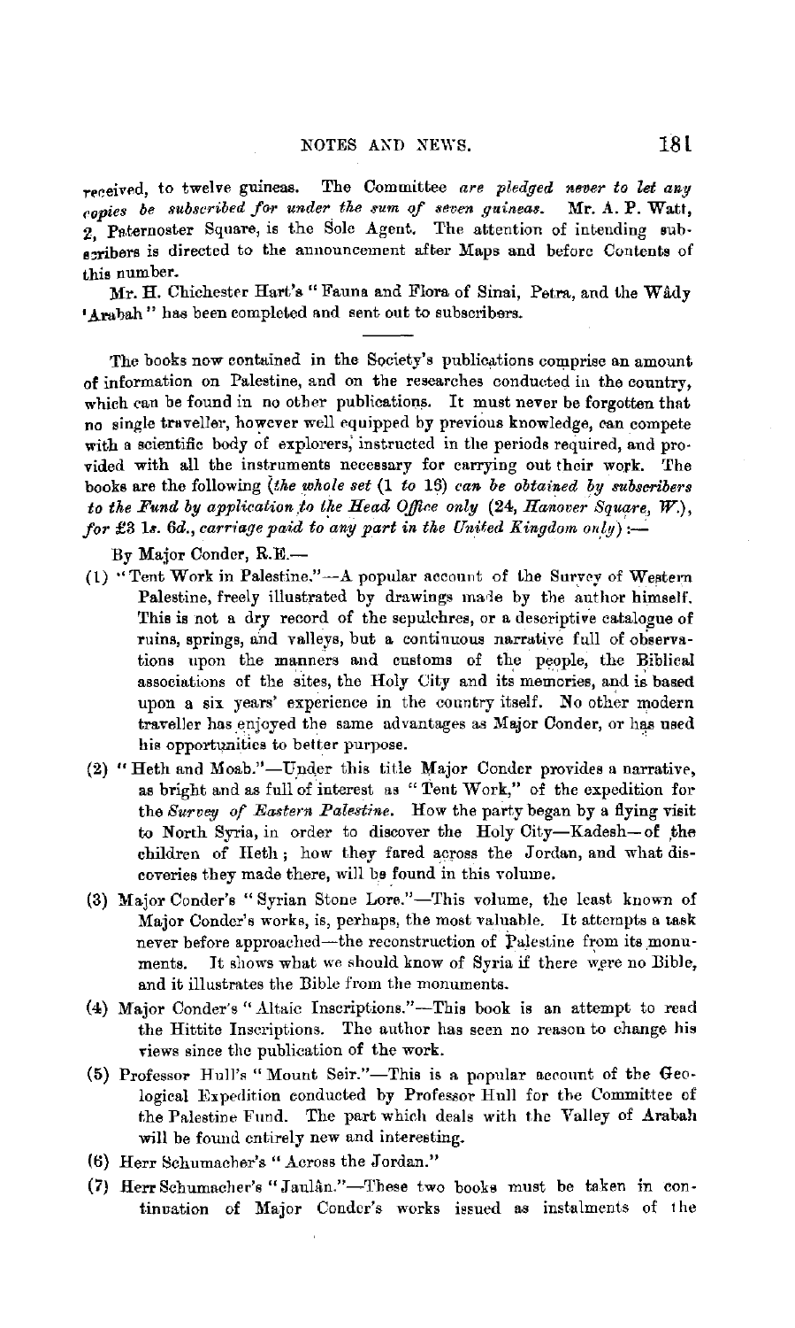received, to twelve guineas. The Committee *are pledged never to let any copies be subscribed for under the sum of seven guineas.* Mr. A. P. Watt, 2, Paternoster Square, is the Sole Agent. The attention of intending subscribers is directed to the announcement after Maps and before Contents of this number.

Mr. H. Chichester Hart's "Fauna and Flora of Sinai, Petra, and the Wâdy 'Arabah" has been completed and sent out to subscribers.

---

The books now contained in the Society's publications comprise an amount of information on Palestine, and on the researches conducted in the country, which can be found in no other publications. It must never be forgotten that no single traveller, however well equipped by previous knowledge, can compete with a scientific body of explorers, instructed in the periods required, and provided with all the instruments necessary for carrying out their work. The books are the following (*the whole set* (1 *to* 16) *can be obtained by subscribers to the Fund by application to the Head Office only* (24, *Hanover Square, W.*), *for* £3 1*s.* 6*d.*, *carriage paid to any part in the United Kingdom only*):—

By Major Conder, R.E.—

(1) "Tent Work in Palestine."—A popular account of the Survey of Western Palestine, freely illustrated by drawings made by the author himself. This is not a dry record of the sepulchres, or a descriptive catalogue of ruins, springs, and valleys, but a continuous narrative full of observations upon the manners and customs of the people, the Biblical associations of the sites, the Holy City and its memories, and is based upon a six years' experience in the country itself. No other modern traveller has enjoyed the same advantages as Major Conder, or has used his opportunities to better purpose.

(2) "Heth and Moab."—Under this title Major Conder provides a narrative, as bright and as full of interest as "Tent Work," of the expedition for the *Survey of Eastern Palestine*. How the party began by a flying visit to North Syria, in order to discover the Holy City—Kadesh—of the children of Heth; how they fared across the Jordan, and what discoveries they made there, will be found in this volume.

(3) Major Conder's "Syrian Stone Lore."—This volume, the least known of Major Conder's works, is, perhaps, the most valuable. It attempts a task never before approached—the reconstruction of Palestine from its monuments. It shows what we should know of Syria if there were no Bible, and it illustrates the Bible from the monuments.

(4) Major Conder's "Altaic Inscriptions."—This book is an attempt to read the Hittite Inscriptions. The author has seen no reason to change his views since the publication of the work.

(5) Professor Hull's "Mount Seir."—This is a popular account of the Geological Expedition conducted by Professor Hull for the Committee of the Palestine Fund. The part which deals with the Valley of Arabah will be found entirely new and interesting.

(6) Herr Schumacher's "Across the Jordan."

(7) Herr Schumacher's "Jaulân."—These two books must be taken in continuation of Major Conder's works issued as instalments of the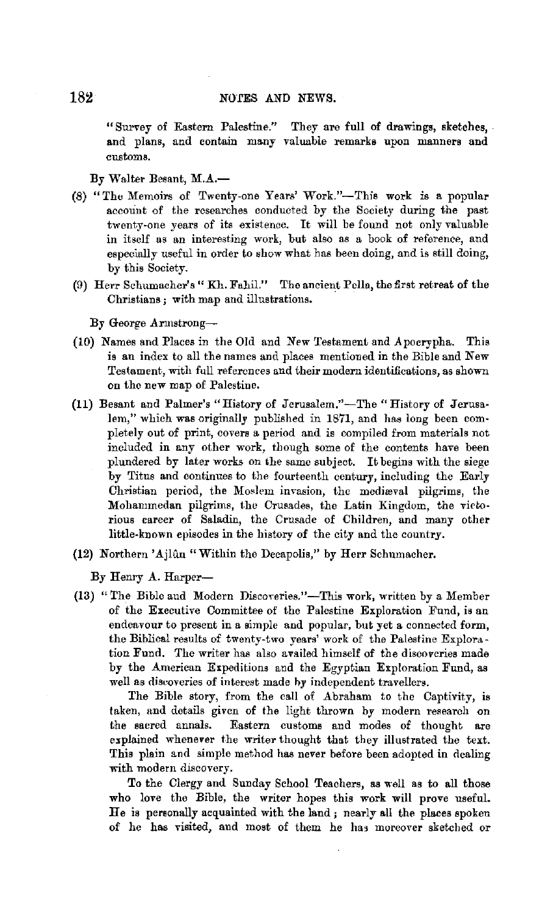"Survey of Eastern Palestine." They are full of drawings, sketches, and plans, and contain many valuable remarks upon manners and customs.

By Walter Besant, M.A.—

(8) "The Memoirs of Twenty-one Years' Work."—This work is a popular account of the researches conducted by the Society during the past twenty-one years of its existence. It will be found not only valuable in itself as an interesting work, but also as a book of reference, and especially useful in order to show what has been doing, and is still doing, by this Society.

(9) Herr Schumacher's "Kh. Fahil." The ancient Pella, the first retreat of the Christians; with map and illustrations.

By George Armstrong—

(10) Names and Places in the Old and New Testament and Apocrypha. This is an index to all the names and places mentioned in the Bible and New Testament, with full references and their modern identifications, as shown on the new map of Palestine.

(11) Besant and Palmer's "History of Jerusalem."—The "History of Jerusalem," which was originally published in 1871, and has long been completely out of print, covers a period and is compiled from materials not included in any other work, though some of the contents have been plundered by later works on the same subject. It begins with the siege by Titus and continues to the fourteenth century, including the Early Christian period, the Moslem invasion, the mediæval pilgrims, the Mohammedan pilgrims, the Crusades, the Latin Kingdom, the victorious career of Saladin, the Crusade of Children, and many other little-known episodes in the history of the city and the country.

(12) Northern 'Ajlûn "Within the Decapolis," by Herr Schumacher.

By Henry A. Harper—

(13) "The Bible and Modern Discoveries."—This work, written by a Member of the Executive Committee of the Palestine Exploration Fund, is an endeavour to present in a simple and popular, but yet a connected form, the Biblical results of twenty-two years' work of the Palestine Exploration Fund. The writer has also availed himself of the discoveries made by the American Expeditions and the Egyptian Exploration Fund, as well as discoveries of interest made by independent travellers.

The Bible story, from the call of Abraham to the Captivity, is taken, and details given of the light thrown by modern research on the sacred annals. Eastern customs and modes of thought are explained whenever the writer thought that they illustrated the text. This plain and simple method has never before been adopted in dealing with modern discovery.

To the Clergy and Sunday School Teachers, as well as to all those who love the Bible, the writer hopes this work will prove useful. He is personally acquainted with the land; nearly all the places spoken of he has visited, and most of them he has moreover sketched or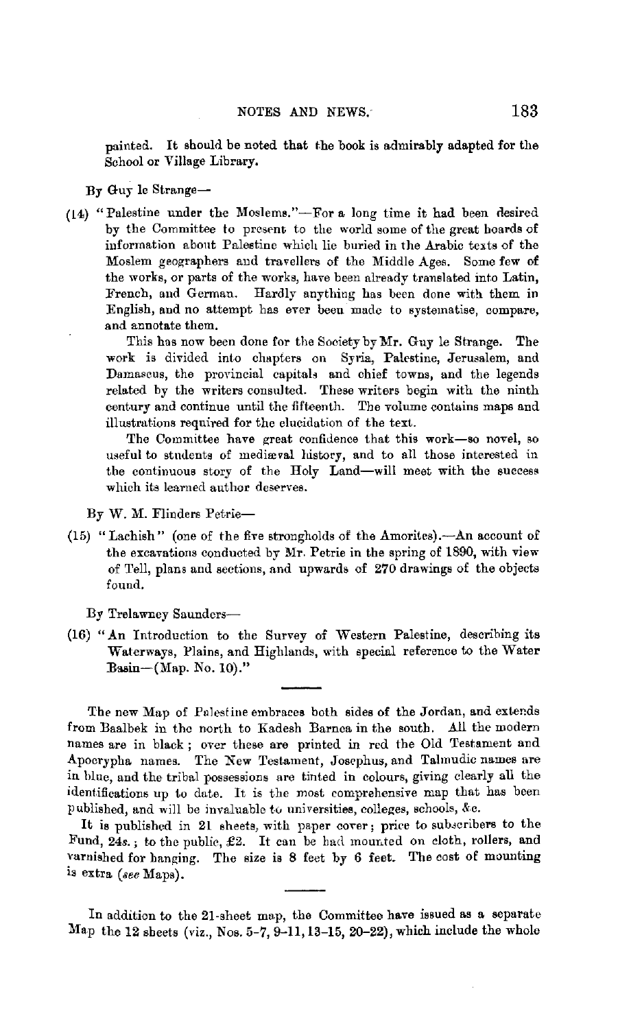painted. It should be noted that the book is admirably adapted for the School or Village Library.

By Guy le Strange—

(14) "Palestine under the Moslems."—For a long time it had been desired by the Committee to present to the world some of the great hoards of information about Palestine which lie buried in the Arabic texts of the Moslem geographers and travellers of the Middle Ages. Some few of the works, or parts of the works, have been already translated into Latin, French, and German. Hardly anything has been done with them in English, and no attempt has ever been made to systematise, compare, and annotate them.

This has now been done for the Society by Mr. Guy le Strange. The work is divided into chapters on Syria, Palestine, Jerusalem, and Damascus, the provincial capitals and chief towns, and the legends related by the writers consulted. These writers begin with the ninth century and continue until the fifteenth. The volume contains maps and illustrations required for the elucidation of the text.

The Committee have great confidence that this work—so novel, so useful to students of mediæval history, and to all those interested in the continuous story of the Holy Land—will meet with the success which its learned author deserves.

By W. M. Flinders Petrie—

(15) "Lachish" (one of the five strongholds of the Amorites).—An account of the excavations conducted by Mr. Petrie in the spring of 1890, with view of Tell, plans and sections, and upwards of 270 drawings of the objects found.

By Trelawney Saunders—

(16) "An Introduction to the Survey of Western Palestine, describing its Waterways, Plains, and Highlands, with special reference to the Water Basin—(Map. No. 10)."

---

The new Map of Palestine embraces both sides of the Jordan, and extends from Baalbek in the north to Kadesh Barnea in the south. All the modern names are in black; over these are printed in red the Old Testament and Apocrypha names. The New Testament, Josephus, and Talmudic names are in blue, and the tribal possessions are tinted in colours, giving clearly all the identifications up to date. It is the most comprehensive map that has been published, and will be invaluable to universities, colleges, schools, &c.

It is published in 21 sheets, with paper cover; price to subscribers to the Fund, 24*s.*; to the public, £2. It can be had mounted on cloth, rollers, and varnished for hanging. The size is 8 feet by 6 feet. The cost of mounting is extra (*see* Maps).

---

In addition to the 21-sheet map, the Committee have issued as a separate Map the 12 sheets (viz., Nos. 5-7, 9-11, 13-15, 20-22), which include the whole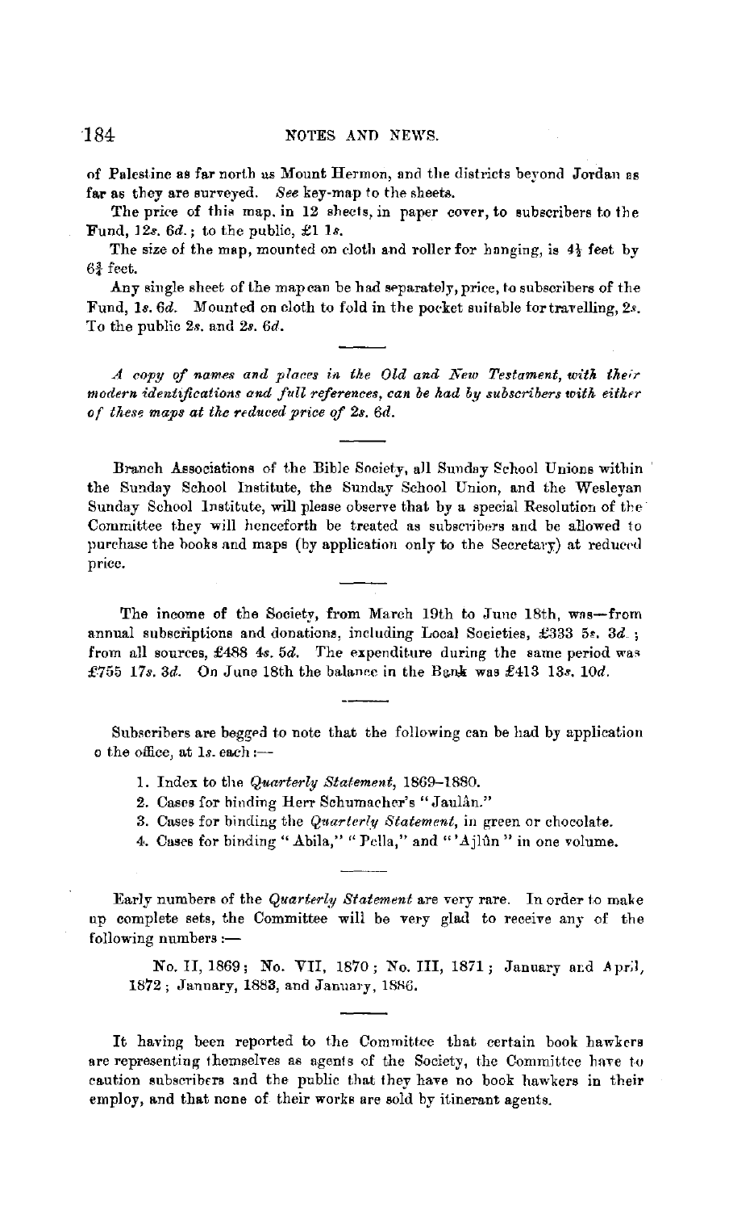of Palestine as far north as Mount Hermon, and the districts beyond Jordan as far as they are surveyed. *See* key-map to the sheets.

The price of this map, in 12 sheets, in paper cover, to subscribers to the Fund, 12*s.* 6*d.*; to the public, £1 1*s.*

The size of the map, mounted on cloth and roller for hanging, is 4½ feet by 6¾ feet.

Any single sheet of the map can be had separately, price, to subscribers of the Fund, 1*s.* 6*d.* Mounted on cloth to fold in the pocket suitable for travelling, 2*s.* To the public 2*s.* and 2*s.* 6*d.*

---

*A copy of names and places in the Old and New Testament, with their modern identifications and full references, can be had by subscribers with either of these maps at the reduced price of 2s. 6d.*

---

Branch Associations of the Bible Society, all Sunday School Unions within the Sunday School Institute, the Sunday School Union, and the Wesleyan Sunday School Institute, will please observe that by a special Resolution of the Committee they will henceforth be treated as subscribers and be allowed to purchase the books and maps (by application only to the Secretary) at reduced price.

---

The income of the Society, from March 19th to June 18th, was—from annual subscriptions and donations, including Local Societies, £333 5*s.* 3*d.*; from all sources, £488 4*s.* 5*d.* The expenditure during the same period was £755 17*s.* 3*d.* On June 18th the balance in the Bank was £413 13*s.* 10*d.*

---

Subscribers are begged to note that the following can be had by application o the office, at 1*s.* each :—

1. Index to the *Quarterly Statement*, 1869–1880.
2. Cases for binding Herr Schumacher's "Jaulân."
3. Cases for binding the *Quarterly Statement*, in green or chocolate.
4. Cases for binding "Abila," "Pella," and "'Ajlûn" in one volume.

---

Early numbers of the *Quarterly Statement* are very rare. In order to make up complete sets, the Committee will be very glad to receive any of the following numbers :—

No. II, 1869; No. VII, 1870; No. III, 1871; January and April, 1872; January, 1883, and January, 1886.

---

It having been reported to the Committee that certain book hawkers are representing themselves as agents of the Society, the Committee have to caution subscribers and the public that they have no book hawkers in their employ, and that none of their works are sold by itinerant agents.